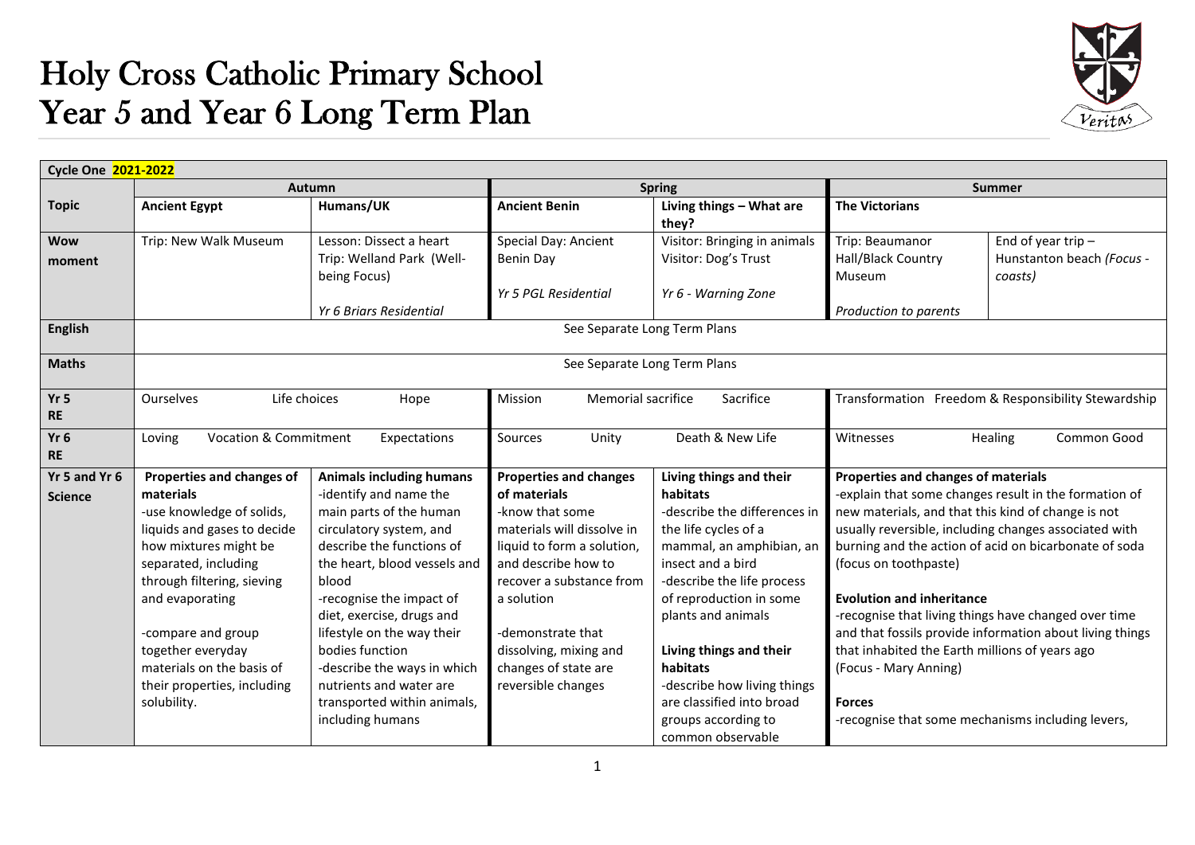# Holy Cross Catholic Primary School
# Year 5 and Year 6 Long Term Plan

| Cycle One 2021-2022 | | | | | | |
|---|---|---|---|---|---|---|
| | Autumn | | Spring | | Summer | |
| **Topic** | **Ancient Egypt** | **Humans/UK** | **Ancient Benin** | **Living things – What are they?** | **The Victorians** | |
| **Wow moment** | Trip: New Walk Museum | Lesson: Dissect a heart<br>Trip: Welland Park (Well-being Focus)<br><br>*Yr 6 Briars Residential* | Special Day: Ancient Benin Day<br><br>*Yr 5 PGL Residential* | Visitor: Bringing in animals<br>Visitor: Dog's Trust<br><br>*Yr 6 - Warning Zone* | Trip: Beaumanor Hall/Black Country Museum<br><br>*Production to parents* | End of year trip – Hunstanton beach *(Focus - coasts)* |
| **English** | See Separate Long Term Plans | | | | | |
| **Maths** | See Separate Long Term Plans | | | | | |
| **Yr 5 RE** | Ourselves Life choices Hope | | Mission Memorial sacrifice Sacrifice | | Transformation Freedom & Responsibility Stewardship | |
| **Yr 6 RE** | Loving Vocation & Commitment Expectations | | Sources Unity Death & New Life | | Witnesses Healing Common Good | |
| **Yr 5 and Yr 6 Science** | **Properties and changes of materials**<br>-use knowledge of solids, liquids and gases to decide how mixtures might be separated, including through filtering, sieving and evaporating<br><br>-compare and group together everyday materials on the basis of their properties, including solubility. | **Animals including humans**<br>-identify and name the main parts of the human circulatory system, and describe the functions of the heart, blood vessels and blood<br>-recognise the impact of diet, exercise, drugs and lifestyle on the way their bodies function<br>-describe the ways in which nutrients and water are transported within animals, including humans | **Properties and changes of materials**<br>-know that some materials will dissolve in liquid to form a solution, and describe how to recover a substance from a solution<br><br>-demonstrate that dissolving, mixing and changes of state are reversible changes | **Living things and their habitats**<br>-describe the differences in the life cycles of a mammal, an amphibian, an insect and a bird<br>-describe the life process of reproduction in some plants and animals<br><br>**Living things and their habitats**<br>-describe how living things are classified into broad groups according to common observable | **Properties and changes of materials**<br>-explain that some changes result in the formation of new materials, and that this kind of change is not usually reversible, including changes associated with burning and the action of acid on bicarbonate of soda (focus on toothpaste)<br><br>**Evolution and inheritance**<br>-recognise that living things have changed over time and that fossils provide information about living things that inhabited the Earth millions of years ago (Focus - Mary Anning)<br><br>**Forces**<br>-recognise that some mechanisms including levers, | |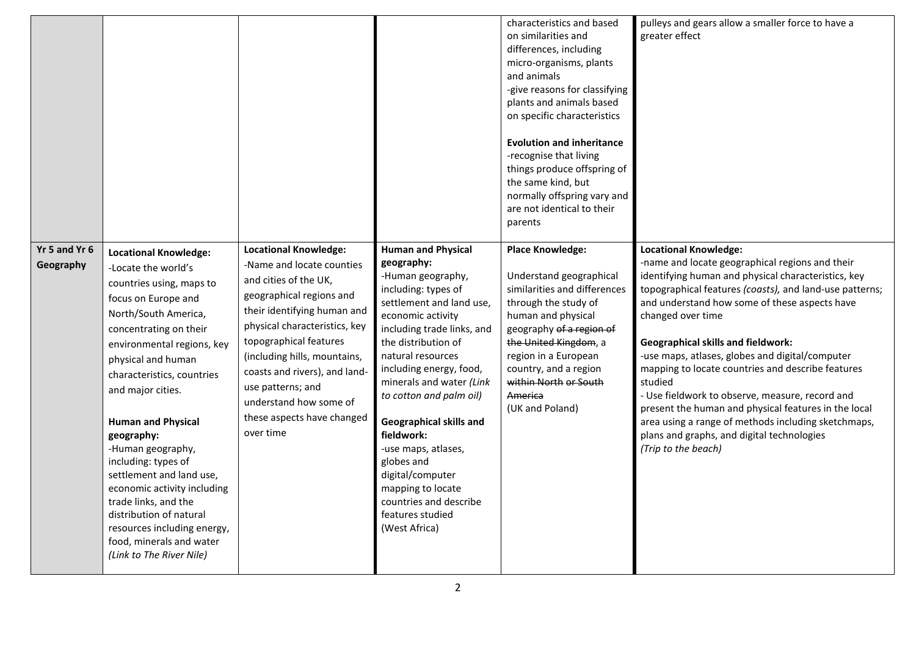| | | | | | |
|---|---|---|---|---|---|
| | | | | characteristics and based on similarities and differences, including micro-organisms, plants and animals<br>-give reasons for classifying plants and animals based on specific characteristics<br><br>**Evolution and inheritance**<br>-recognise that living things produce offspring of the same kind, but normally offspring vary and are not identical to their parents | pulleys and gears allow a smaller force to have a greater effect |
| **Yr 5 and Yr 6 Geography** | **Locational Knowledge:**<br>-Locate the world's countries using, maps to focus on Europe and North/South America, concentrating on their environmental regions, key physical and human characteristics, countries and major cities.<br><br>**Human and Physical geography:**<br>-Human geography, including: types of settlement and land use, economic activity including trade links, and the distribution of natural resources including energy, food, minerals and water<br>*(Link to The River Nile)* | **Locational Knowledge:**<br>-Name and locate counties and cities of the UK, geographical regions and their identifying human and physical characteristics, key topographical features (including hills, mountains, coasts and rivers), and land-use patterns; and understand how some of these aspects have changed over time | **Human and Physical geography:**<br>-Human geography, including: types of settlement and land use, economic activity including trade links, and the distribution of natural resources including energy, food, minerals and water *(Link to cotton and palm oil)*<br><br>**Geographical skills and fieldwork:**<br>-use maps, atlases, globes and digital/computer mapping to locate countries and describe features studied<br>(West Africa) | **Place Knowledge:**<br><br>Understand geographical similarities and differences through the study of human and physical geography ~~of a region of the United Kingdom~~, a region in a European country, and a region ~~within North or South America~~<br>(UK and Poland) | **Locational Knowledge:**<br>-name and locate geographical regions and their identifying human and physical characteristics, key topographical features *(coasts),* and land-use patterns; and understand how some of these aspects have changed over time<br><br>**Geographical skills and fieldwork:**<br>-use maps, atlases, globes and digital/computer mapping to locate countries and describe features studied<br>- Use fieldwork to observe, measure, record and present the human and physical features in the local area using a range of methods including sketchmaps, plans and graphs, and digital technologies<br>*(Trip to the beach)* |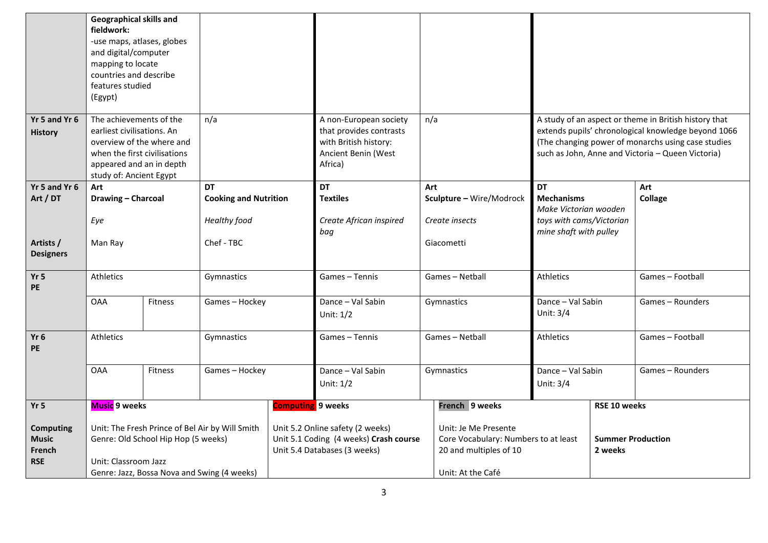| | | | | | | | | |
|---|---|---|---|---|---|---|---|---|
| | **Geographical skills and fieldwork:**<br>-use maps, atlases, globes and digital/computer mapping to locate countries and describe features studied<br>(Egypt) | | | | | | | |
| **Yr 5 and Yr 6**<br>**History** | The achievements of the earliest civilisations. An overview of the where and when the first civilisations appeared and an in depth study of: Ancient Egypt | | n/a | A non-European society that provides contrasts with British history: Ancient Benin (West Africa) | n/a | A study of an aspect or theme in British history that extends pupils' chronological knowledge beyond 1066 (The changing power of monarchs using case studies such as John, Anne and Victoria – Queen Victoria) | | |
| **Yr 5 and Yr 6**<br>**Art / DT**<br><br>**Artists / Designers** | **Art**<br>**Drawing – Charcoal**<br><br>*Eye*<br><br>Man Ray | | **DT**<br>**Cooking and Nutrition**<br><br>*Healthy food*<br><br>Chef - TBC | **DT**<br>**Textiles**<br><br>*Create African inspired bag* | **Art**<br>**Sculpture –** Wire/Modrock<br><br>*Create insects*<br><br>Giacometti | **DT**<br>**Mechanisms**<br>*Make Victorian wooden toys with cams/Victorian mine shaft with pulley* | | **Art**<br>**Collage** |
| **Yr 5**<br>**PE** | Athletics | | Gymnastics | Games – Tennis | Games – Netball | Athletics | | Games – Football |
| | OAA | Fitness | Games – Hockey | Dance – Val Sabin<br>Unit: 1/2 | Gymnastics | Dance – Val Sabin<br>Unit: 3/4 | | Games – Rounders |
| **Yr 6**<br>**PE** | Athletics | | Gymnastics | Games – Tennis | Games – Netball | Athletics | | Games – Football |
| | OAA | Fitness | Games – Hockey | Dance – Val Sabin<br>Unit: 1/2 | Gymnastics | Dance – Val Sabin<br>Unit: 3/4 | | Games – Rounders |
| **Yr 5**<br><br>**Computing**<br>**Music**<br>**French**<br>**RSE** | **Music** **9 weeks**<br><br>Unit: The Fresh Prince of Bel Air by Will Smith<br>Genre: Old School Hip Hop (5 weeks)<br><br>Unit: Classroom Jazz<br>Genre: Jazz, Bossa Nova and Swing (4 weeks) | | | **Computing** **9 weeks**<br><br>Unit 5.2 Online safety (2 weeks)<br>Unit 5.1 Coding (4 weeks) **Crash course**<br>Unit 5.4 Databases (3 weeks) | **French** **9 weeks**<br><br>Unit: Je Me Presente<br>Core Vocabulary: Numbers to at least 20 and multiples of 10<br><br>Unit: At the Café | | **RSE 10 weeks**<br><br>**Summer Production 2 weeks** | |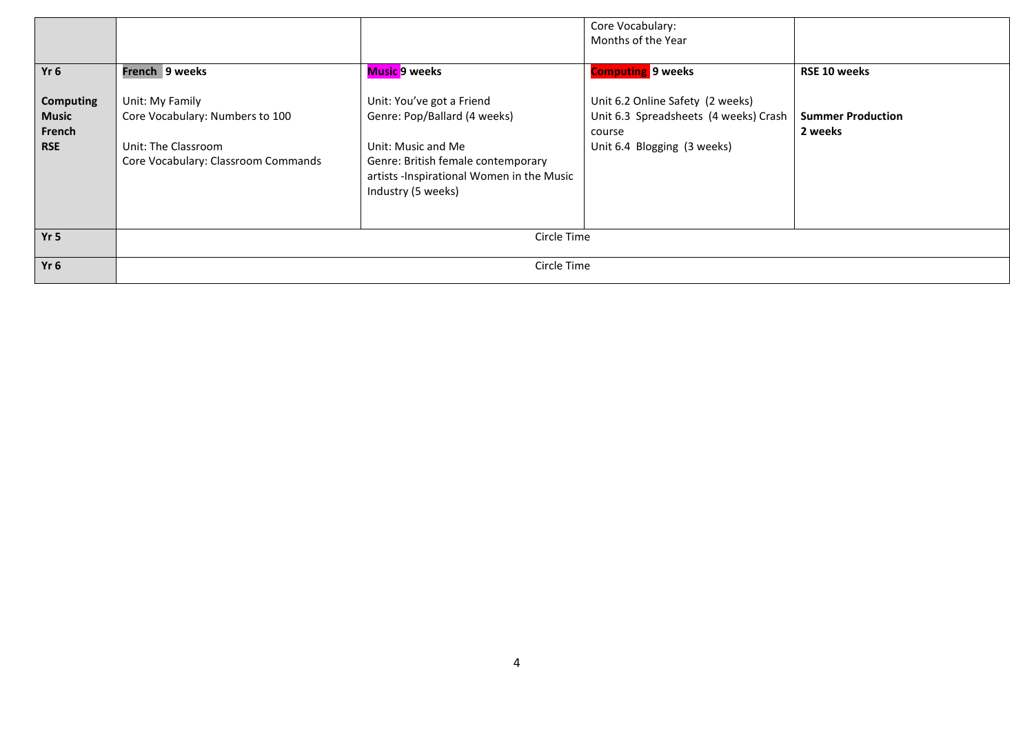| | | | | |
|---|---|---|---|---|
| | | | Core Vocabulary:<br>Months of the Year | |
| **Yr 6**<br><br>**Computing**<br>**Music**<br>**French**<br>**RSE** | **French 9 weeks**<br><br>Unit: My Family<br>Core Vocabulary: Numbers to 100<br><br>Unit: The Classroom<br>Core Vocabulary: Classroom Commands | **Music 9 weeks**<br><br>Unit: You've got a Friend<br>Genre: Pop/Ballard (4 weeks)<br><br>Unit: Music and Me<br>Genre: British female contemporary artists -Inspirational Women in the Music Industry (5 weeks) | **Computing 9 weeks**<br><br>Unit 6.2 Online Safety (2 weeks)<br>Unit 6.3 Spreadsheets (4 weeks) Crash course<br>Unit 6.4 Blogging (3 weeks) | **RSE 10 weeks**<br><br>**Summer Production 2 weeks** |
| **Yr 5** | Circle Time | | | |
| **Yr 6** | Circle Time | | | |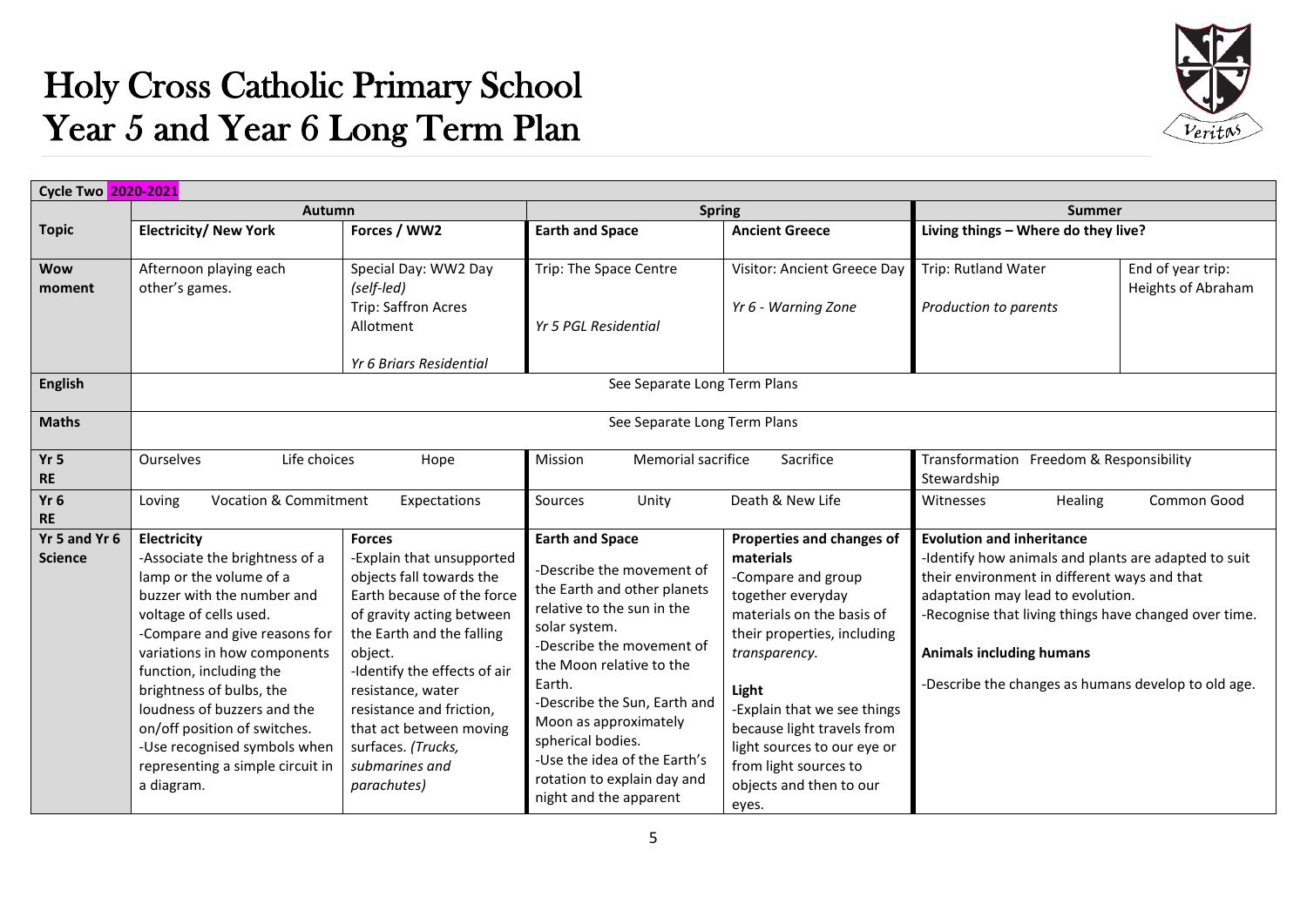# Holy Cross Catholic Primary School
# Year 5 and Year 6 Long Term Plan

| Cycle Two 2020-2021 | | | | | | |
|---|---|---|---|---|---|---|
| | Autumn | | Spring | | Summer | |
| **Topic** | **Electricity/ New York** | **Forces / WW2** | **Earth and Space** | **Ancient Greece** | **Living things – Where do they live?** | |
| **Wow moment** | Afternoon playing each other's games. | Special Day: WW2 Day *(self-led)*<br>Trip: Saffron Acres Allotment<br><br>*Yr 6 Briars Residential* | Trip: The Space Centre<br><br>*Yr 5 PGL Residential* | Visitor: Ancient Greece Day<br><br>*Yr 6 - Warning Zone* | Trip: Rutland Water<br><br>*Production to parents* | End of year trip: Heights of Abraham |
| **English** | See Separate Long Term Plans | | | | | |
| **Maths** | See Separate Long Term Plans | | | | | |
| **Yr 5 RE** | Ourselves Life choices Hope | | Mission Memorial sacrifice Sacrifice | | Transformation Freedom & Responsibility Stewardship | |
| **Yr 6 RE** | Loving Vocation & Commitment Expectations | | Sources Unity Death & New Life | | Witnesses Healing Common Good | |
| **Yr 5 and Yr 6 Science** | **Electricity**<br>-Associate the brightness of a lamp or the volume of a buzzer with the number and voltage of cells used.<br>-Compare and give reasons for variations in how components function, including the brightness of bulbs, the loudness of buzzers and the on/off position of switches.<br>-Use recognised symbols when representing a simple circuit in a diagram. | **Forces**<br>-Explain that unsupported objects fall towards the Earth because of the force of gravity acting between the Earth and the falling object.<br>-Identify the effects of air resistance, water resistance and friction, that act between moving surfaces. *(Trucks, submarines and parachutes)* | **Earth and Space**<br>-Describe the movement of the Earth and other planets relative to the sun in the solar system.<br>-Describe the movement of the Moon relative to the Earth.<br>-Describe the Sun, Earth and Moon as approximately spherical bodies.<br>-Use the idea of the Earth's rotation to explain day and night and the apparent | **Properties and changes of materials**<br>-Compare and group together everyday materials on the basis of their properties, including *transparency.*<br><br>**Light**<br>-Explain that we see things because light travels from light sources to our eye or from light sources to objects and then to our eyes. | **Evolution and inheritance**<br>-Identify how animals and plants are adapted to suit their environment in different ways and that adaptation may lead to evolution.<br>-Recognise that living things have changed over time.<br><br>**Animals including humans**<br><br>-Describe the changes as humans develop to old age. | |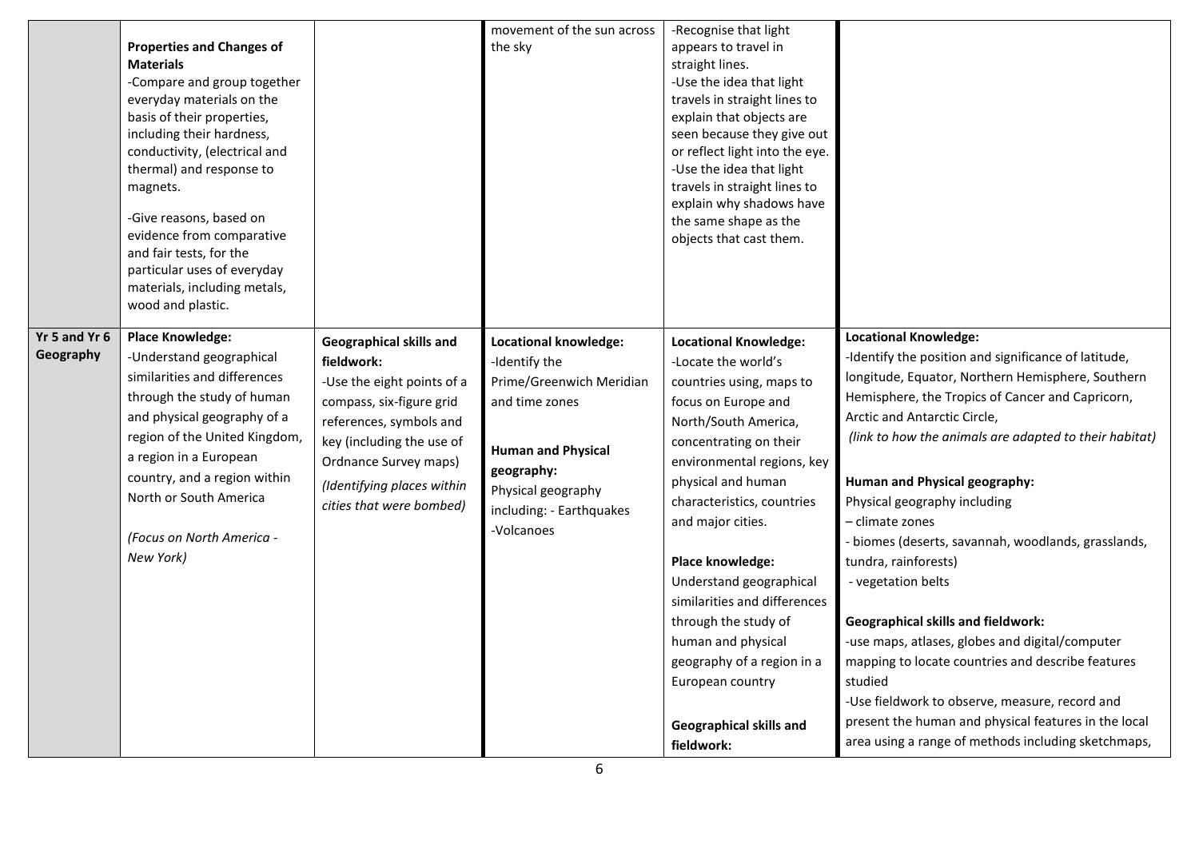| | | | | | |
|---|---|---|---|---|---|
| | **Properties and Changes of Materials**<br>-Compare and group together everyday materials on the basis of their properties, including their hardness, conductivity, (electrical and thermal) and response to magnets.<br>-Give reasons, based on evidence from comparative and fair tests, for the particular uses of everyday materials, including metals, wood and plastic. | | movement of the sun across the sky | -Recognise that light appears to travel in straight lines.<br>-Use the idea that light travels in straight lines to explain that objects are seen because they give out or reflect light into the eye.<br>-Use the idea that light travels in straight lines to explain why shadows have the same shape as the objects that cast them. | |
| **Yr 5 and Yr 6 Geography** | **Place Knowledge:**<br>-Understand geographical similarities and differences through the study of human and physical geography of a region of the United Kingdom, a region in a European country, and a region within North or South America<br><br>*(Focus on North America - New York)* | **Geographical skills and fieldwork:**<br>-Use the eight points of a compass, six-figure grid references, symbols and key (including the use of Ordnance Survey maps)<br>*(Identifying places within cities that were bombed)* | **Locational knowledge:**<br>-Identify the Prime/Greenwich Meridian and time zones<br><br>**Human and Physical geography:**<br>Physical geography including: - Earthquakes<br>-Volcanoes | **Locational Knowledge:**<br>-Locate the world's countries using, maps to focus on Europe and North/South America, concentrating on their environmental regions, key physical and human characteristics, countries and major cities.<br><br>**Place knowledge:**<br>Understand geographical similarities and differences through the study of human and physical geography of a region in a European country<br><br>**Geographical skills and fieldwork:** | **Locational Knowledge:**<br>-Identify the position and significance of latitude, longitude, Equator, Northern Hemisphere, Southern Hemisphere, the Tropics of Cancer and Capricorn, Arctic and Antarctic Circle,<br>*(link to how the animals are adapted to their habitat)*<br><br>**Human and Physical geography:**<br>Physical geography including<br>– climate zones<br>- biomes (deserts, savannah, woodlands, grasslands, tundra, rainforests)<br>- vegetation belts<br><br>**Geographical skills and fieldwork:**<br>-use maps, atlases, globes and digital/computer mapping to locate countries and describe features studied<br>-Use fieldwork to observe, measure, record and present the human and physical features in the local area using a range of methods including sketchmaps, |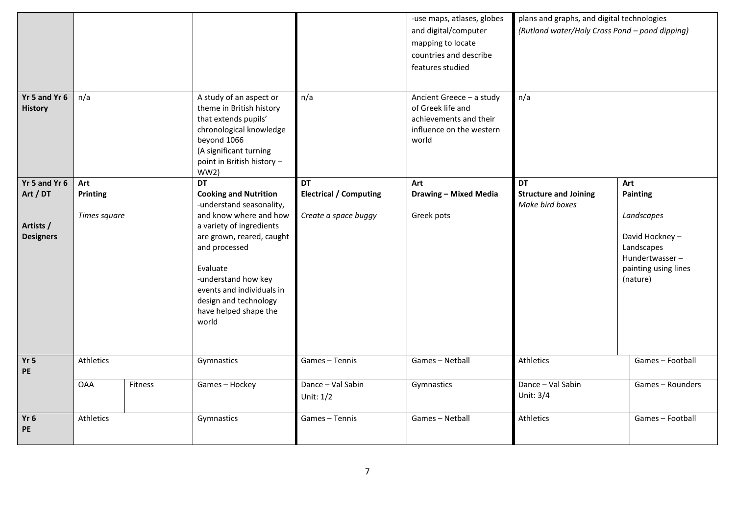| | | | | | | | |
|---|---|---|---|---|---|---|---|
| | | | | | -use maps, atlases, globes and digital/computer mapping to locate countries and describe features studied | plans and graphs, and digital technologies *(Rutland water/Holy Cross Pond – pond dipping)* | |
| **Yr 5 and Yr 6 History** | n/a | | A study of an aspect or theme in British history that extends pupils' chronological knowledge beyond 1066 (A significant turning point in British history – WW2) | n/a | Ancient Greece – a study of Greek life and achievements and their influence on the western world | n/a | |
| **Yr 5 and Yr 6 Art / DT**<br><br>**Artists / Designers** | **Art**<br>**Printing**<br><br>*Times square* | | **DT**<br>**Cooking and Nutrition**<br>-understand seasonality, and know where and how a variety of ingredients are grown, reared, caught and processed<br><br>Evaluate<br>-understand how key events and individuals in design and technology have helped shape the world | **DT**<br>**Electrical / Computing**<br><br>*Create a space buggy* | **Art**<br>**Drawing – Mixed Media**<br><br>Greek pots | **DT**<br>**Structure and Joining**<br>*Make bird boxes* | **Art**<br>**Painting**<br><br>*Landscapes*<br><br>David Hockney – Landscapes<br>Hundertwasser – painting using lines (nature) |
| **Yr 5 PE** | Athletics | | Gymnastics | Games – Tennis | Games – Netball | Athletics | Games – Football |
| | OAA | Fitness | Games – Hockey | Dance – Val Sabin Unit: 1/2 | Gymnastics | Dance – Val Sabin Unit: 3/4 | Games – Rounders |
| **Yr 6 PE** | Athletics | | Gymnastics | Games – Tennis | Games – Netball | Athletics | Games – Football |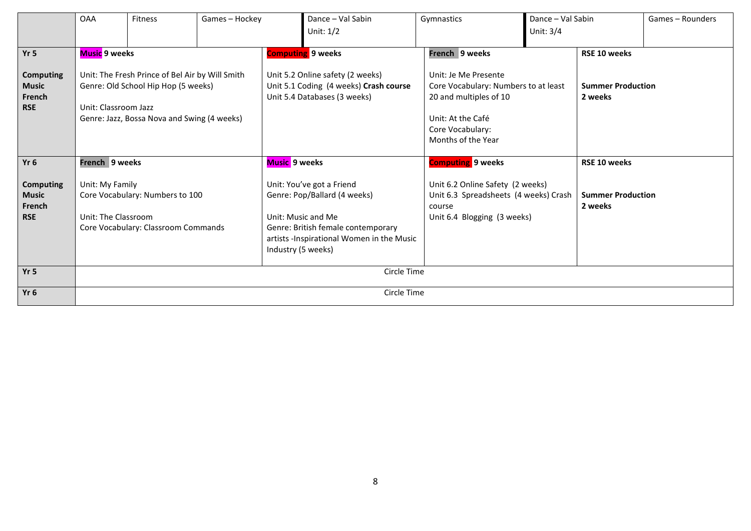| | OAA / Fitness / Games – Hockey | Dance – Val Sabin Unit: 1/2 | Gymnastics | Dance – Val Sabin Unit: 3/4 / Games – Rounders |
|---|---|---|---|---|
| **Yr 5**<br><br>**Computing**<br>**Music**<br>**French**<br>**RSE** | **Music 9 weeks**<br><br>Unit: The Fresh Prince of Bel Air by Will Smith<br>Genre: Old School Hip Hop (5 weeks)<br><br>Unit: Classroom Jazz<br>Genre: Jazz, Bossa Nova and Swing (4 weeks) | **Computing 9 weeks**<br><br>Unit 5.2 Online safety (2 weeks)<br>Unit 5.1 Coding (4 weeks) **Crash course**<br>Unit 5.4 Databases (3 weeks) | **French 9 weeks**<br><br>Unit: Je Me Presente<br>Core Vocabulary: Numbers to at least 20 and multiples of 10<br><br>Unit: At the Café<br>Core Vocabulary:<br>Months of the Year | **RSE 10 weeks**<br><br>**Summer Production 2 weeks** |
| **Yr 6**<br><br>**Computing**<br>**Music**<br>**French**<br>**RSE** | **French 9 weeks**<br><br>Unit: My Family<br>Core Vocabulary: Numbers to 100<br><br>Unit: The Classroom<br>Core Vocabulary: Classroom Commands | **Music 9 weeks**<br><br>Unit: You've got a Friend<br>Genre: Pop/Ballard (4 weeks)<br><br>Unit: Music and Me<br>Genre: British female contemporary artists -Inspirational Women in the Music Industry (5 weeks) | **Computing 9 weeks**<br><br>Unit 6.2 Online Safety (2 weeks)<br>Unit 6.3 Spreadsheets (4 weeks) Crash course<br>Unit 6.4 Blogging (3 weeks) | **RSE 10 weeks**<br><br>**Summer Production 2 weeks** |
| **Yr 5** | Circle Time | | | |
| **Yr 6** | Circle Time | | | |